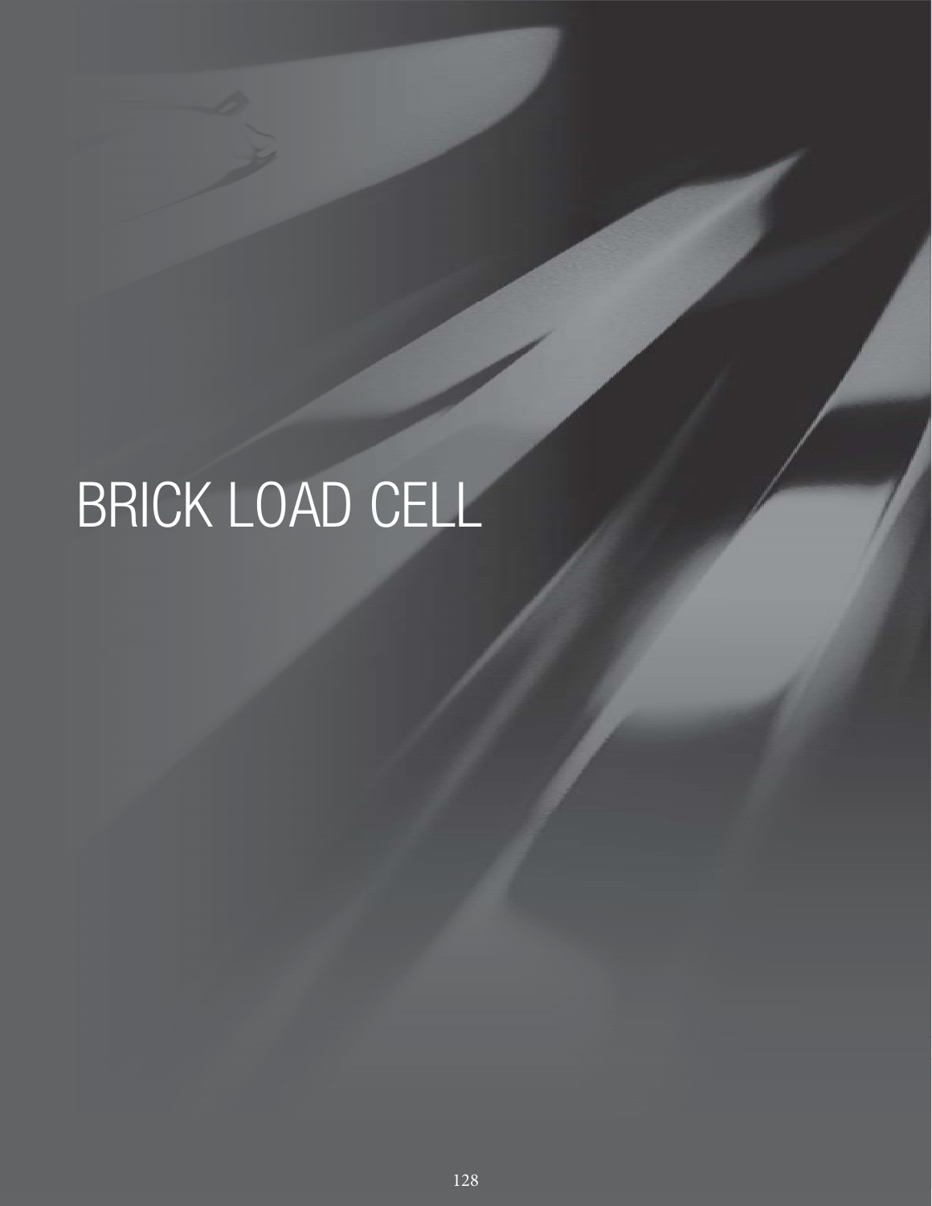# BRICK LOAD CELL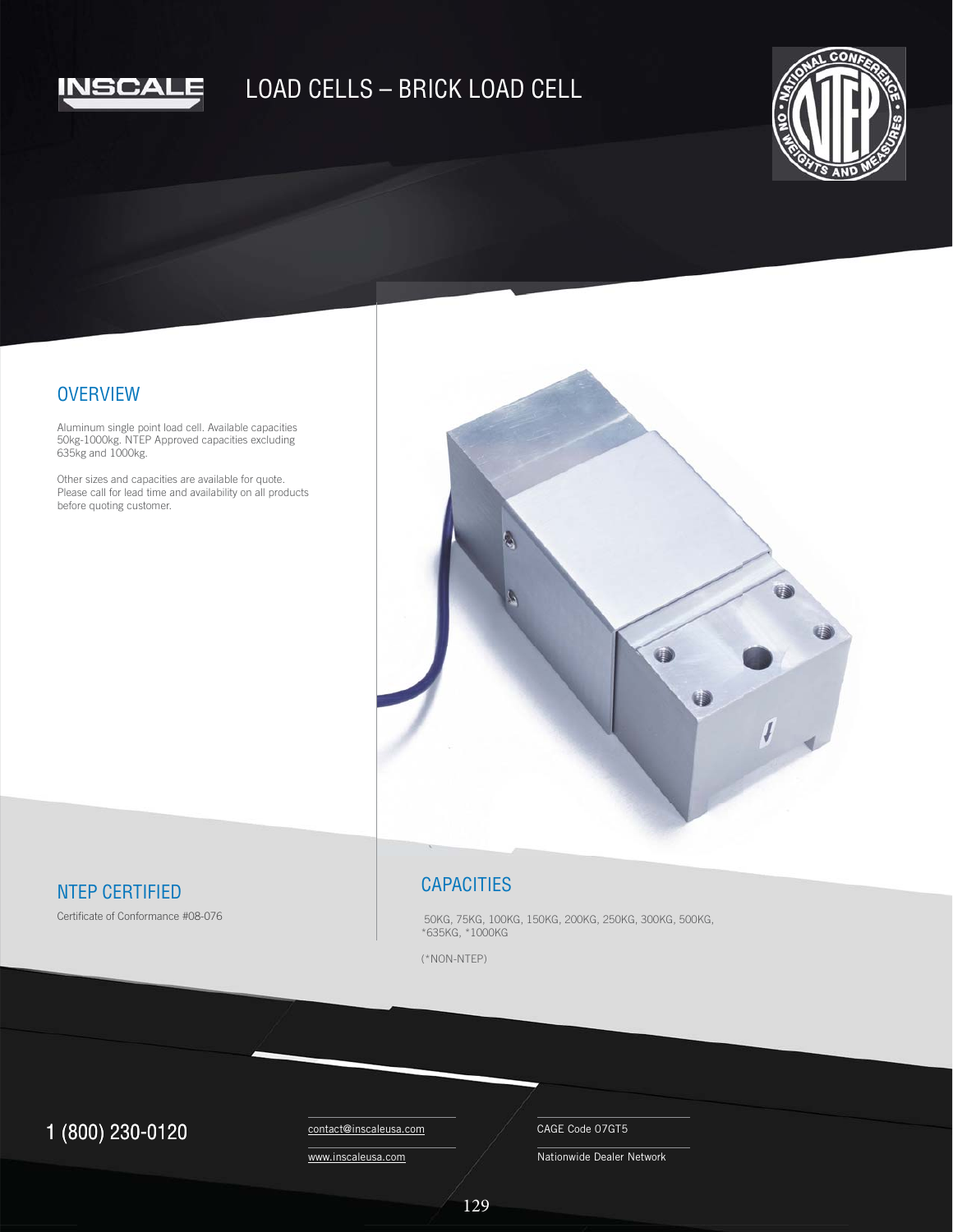INSCALE

# LOAD CELLS – BRICK LOAD CELL

## OVERVIEW

Aluminum single point load cell. Available capacities 50kg-1000kg. NTEP Approved capacities excluding 635kg and 1000kg.

Other sizes and capacities are available for quote. Please call for lead time and availability on all products before quoting customer.

## NTEP CERTIFIED

Certificate of Conformance #08-076

## CAPACITIES

50KG, 75KG, 100KG, 150KG, 200KG, 250KG, 300KG, 500KG, *635KG, *1000KG

(*NON-NTEP)

1 (800) 230-0120

contact@inscaleusa.com

www.inscaleusa.com

CAGE Code 07GT5

Nationwide Dealer Network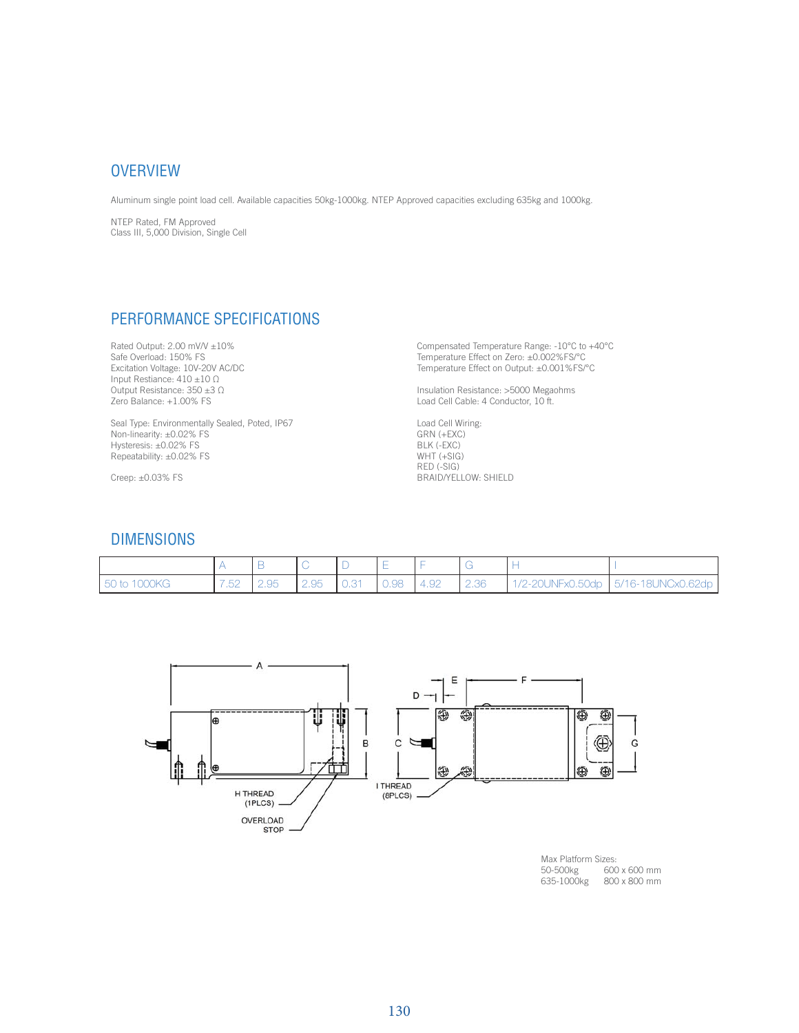## OVERVIEW

Aluminum single point load cell. Available capacities 50kg-1000kg. NTEP Approved capacities excluding 635kg and 1000kg.

NTEP Rated, FM Approved
Class III, 5,000 Division, Single Cell

## PERFORMANCE SPECIFICATIONS

Rated Output: 2.00 mV/V ±10%
Safe Overload: 150% FS
Excitation Voltage: 10V-20V AC/DC
Input Resistance: 410 ±10 Ω
Output Resistance: 350 ±3 Ω
Zero Balance: +1.00% FS

Seal Type: Environmentally Sealed, Poted, IP67
Non-linearity: ±0.02% FS
Hysteresis: ±0.02% FS
Repeatability: ±0.02% FS

Creep: ±0.03% FS

Compensated Temperature Range: -10°C to +40°C
Temperature Effect on Zero: ±0.002%FS/°C
Temperature Effect on Output: ±0.001%FS/°C

Insulation Resistance: >5000 Megaohms
Load Cell Cable: 4 Conductor, 10 ft.

Load Cell Wiring:
GRN (+EXC)
BLK (-EXC)
WHT (+SIG)
RED (-SIG)
BRAID/YELLOW: SHIELD

## DIMENSIONS

| | A | B | C | D | E | F | G | H | I |
|---|---|---|---|---|---|---|---|---|---|
| 50 to 1000KG | 7.52 | 2.95 | 2.95 | 0.31 | 0.98 | 4.92 | 2.36 | 1/2-20UNFx0.50dp | 5/16-18UNCx0.62dp |

A, B, C, D, E, F, G
H THREAD (1PLCS)
OVERLOAD STOP
I THREAD (6PLCS)

Max Platform Sizes:
50-500kg 600 x 600 mm
635-1000kg 800 x 800 mm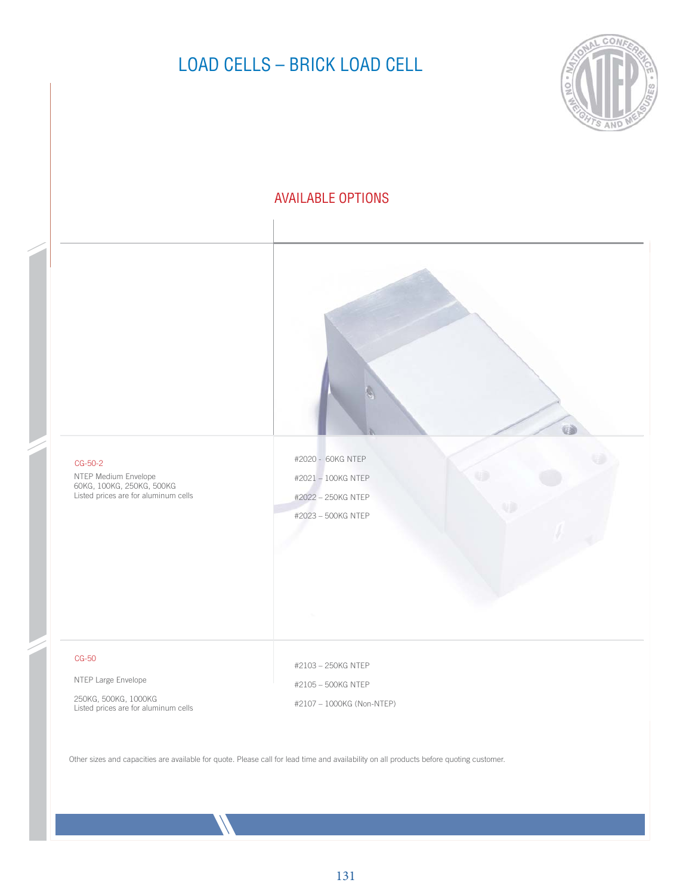# LOAD CELLS – BRICK LOAD CELL

## AVAILABLE OPTIONS

| | |
|---|---|
| CG-50-2<br>NTEP Medium Envelope<br>60KG, 100KG, 250KG, 500KG<br>Listed prices are for aluminum cells | #2020 - 60KG NTEP<br>#2021 – 100KG NTEP<br>#2022 – 250KG NTEP<br>#2023 – 500KG NTEP |
| CG-50<br>NTEP Large Envelope<br>250KG, 500KG, 1000KG<br>Listed prices are for aluminum cells | #2103 – 250KG NTEP<br>#2105 – 500KG NTEP<br>#2107 – 1000KG (Non-NTEP) |

Other sizes and capacities are available for quote. Please call for lead time and availability on all products before quoting customer.